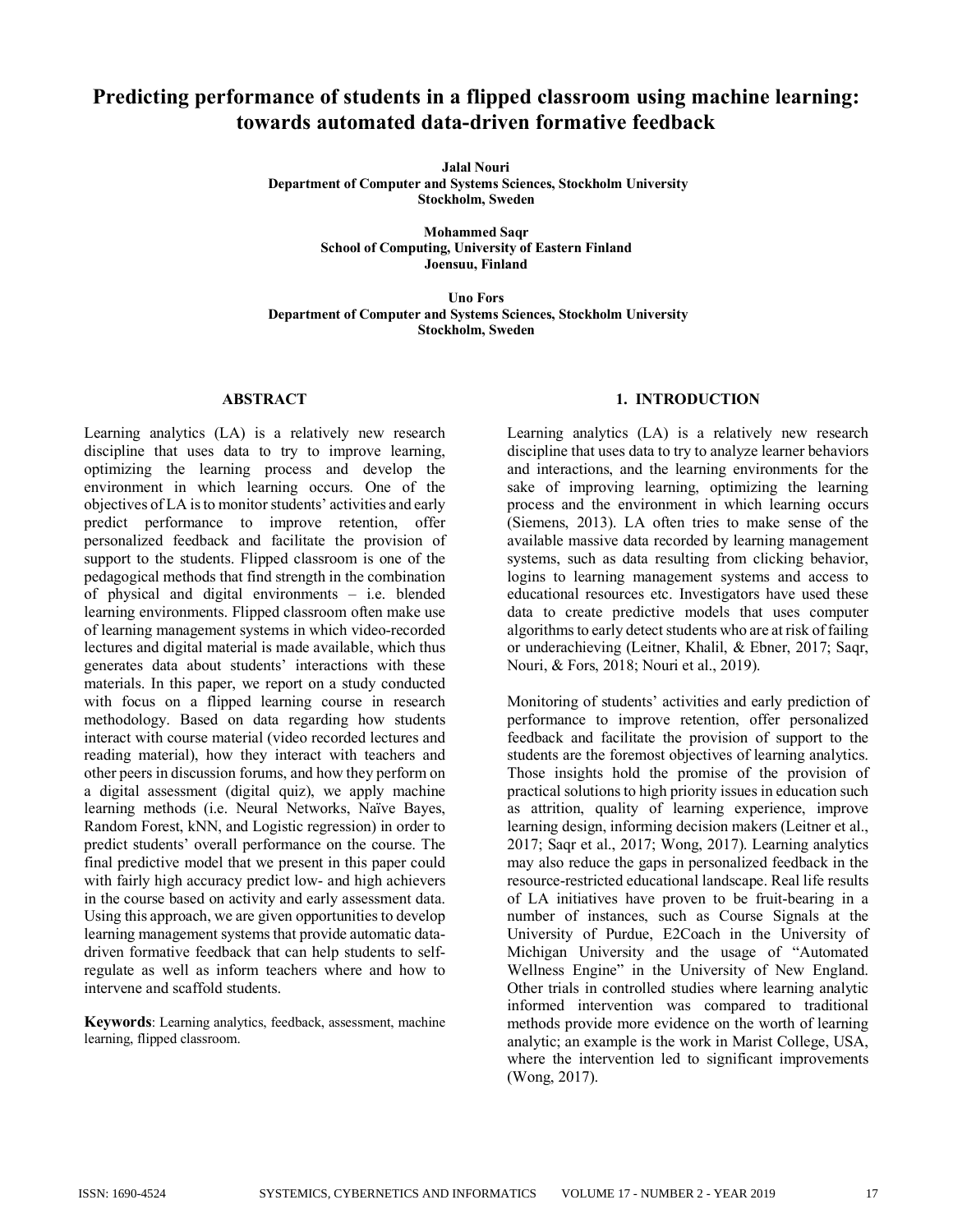# Predicting performance of students in a flipped classroom using machine learning: towards automated data-driven formative feedback

**Jalal Nouri**
**Department of Computer and Systems Sciences, Stockholm University**
**Stockholm, Sweden**

**Mohammed Saqr**
**School of Computing, University of Eastern Finland**
**Joensuu, Finland**

**Uno Fors**
**Department of Computer and Systems Sciences, Stockholm University**
**Stockholm, Sweden**

## ABSTRACT

Learning analytics (LA) is a relatively new research discipline that uses data to try to improve learning, optimizing the learning process and develop the environment in which learning occurs. One of the objectives of LA is to monitor students' activities and early predict performance to improve retention, offer personalized feedback and facilitate the provision of support to the students. Flipped classroom is one of the pedagogical methods that find strength in the combination of physical and digital environments – i.e. blended learning environments. Flipped classroom often make use of learning management systems in which video-recorded lectures and digital material is made available, which thus generates data about students' interactions with these materials. In this paper, we report on a study conducted with focus on a flipped learning course in research methodology. Based on data regarding how students interact with course material (video recorded lectures and reading material), how they interact with teachers and other peers in discussion forums, and how they perform on a digital assessment (digital quiz), we apply machine learning methods (i.e. Neural Networks, Naïve Bayes, Random Forest, kNN, and Logistic regression) in order to predict students' overall performance on the course. The final predictive model that we present in this paper could with fairly high accuracy predict low- and high achievers in the course based on activity and early assessment data. Using this approach, we are given opportunities to develop learning management systems that provide automatic data-driven formative feedback that can help students to self-regulate as well as inform teachers where and how to intervene and scaffold students.

**Keywords**: Learning analytics, feedback, assessment, machine learning, flipped classroom.

## 1. INTRODUCTION

Learning analytics (LA) is a relatively new research discipline that uses data to try to analyze learner behaviors and interactions, and the learning environments for the sake of improving learning, optimizing the learning process and the environment in which learning occurs (Siemens, 2013). LA often tries to make sense of the available massive data recorded by learning management systems, such as data resulting from clicking behavior, logins to learning management systems and access to educational resources etc. Investigators have used these data to create predictive models that uses computer algorithms to early detect students who are at risk of failing or underachieving (Leitner, Khalil, & Ebner, 2017; Saqr, Nouri, & Fors, 2018; Nouri et al., 2019).

Monitoring of students' activities and early prediction of performance to improve retention, offer personalized feedback and facilitate the provision of support to the students are the foremost objectives of learning analytics. Those insights hold the promise of the provision of practical solutions to high priority issues in education such as attrition, quality of learning experience, improve learning design, informing decision makers (Leitner et al., 2017; Saqr et al., 2017; Wong, 2017). Learning analytics may also reduce the gaps in personalized feedback in the resource-restricted educational landscape. Real life results of LA initiatives have proven to be fruit-bearing in a number of instances, such as Course Signals at the University of Purdue, E2Coach in the University of Michigan University and the usage of "Automated Wellness Engine" in the University of New England. Other trials in controlled studies where learning analytic informed intervention was compared to traditional methods provide more evidence on the worth of learning analytic; an example is the work in Marist College, USA, where the intervention led to significant improvements (Wong, 2017).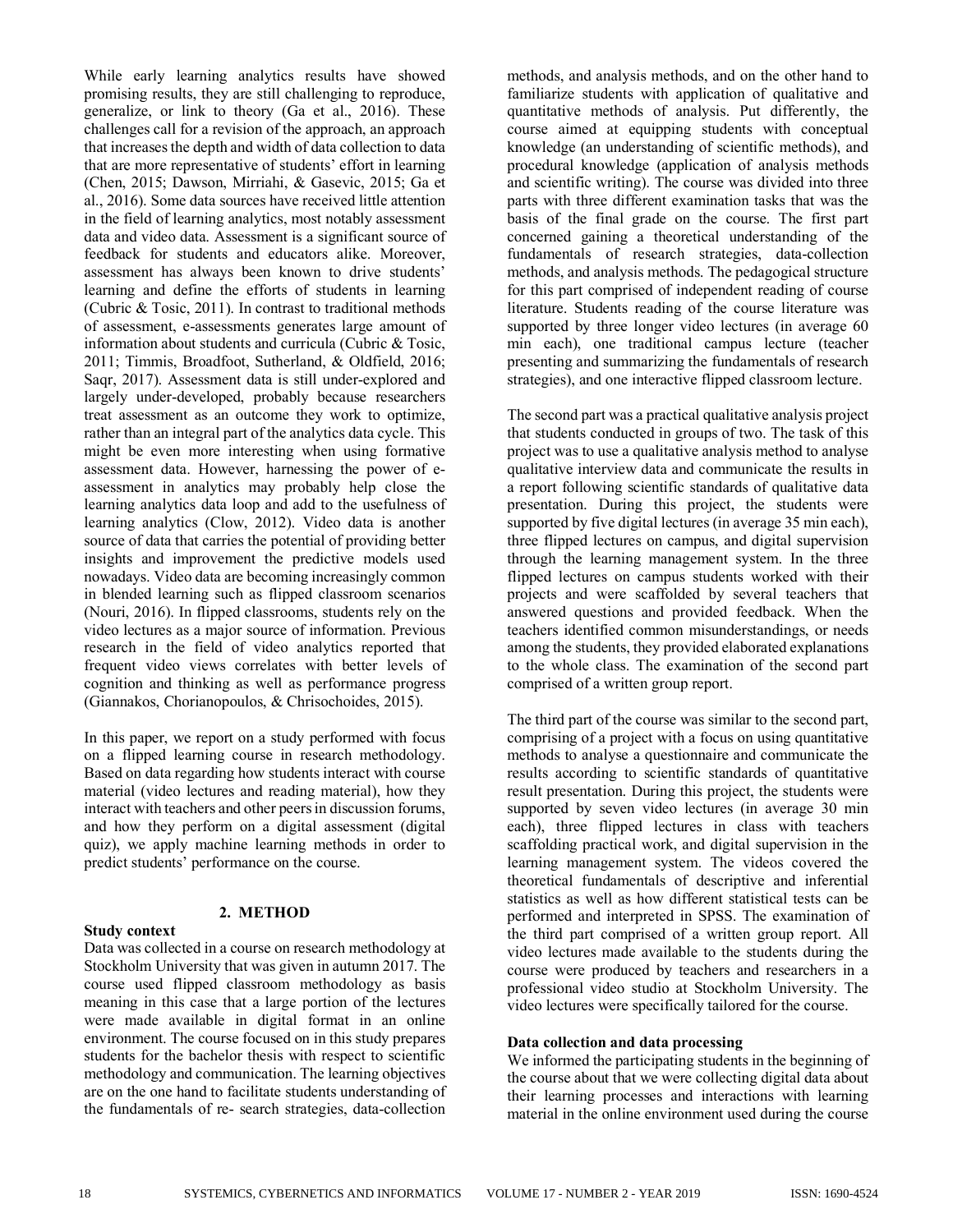While early learning analytics results have showed promising results, they are still challenging to reproduce, generalize, or link to theory (Ga et al., 2016). These challenges call for a revision of the approach, an approach that increases the depth and width of data collection to data that are more representative of students' effort in learning (Chen, 2015; Dawson, Mirriahi, & Gasevic, 2015; Ga et al., 2016). Some data sources have received little attention in the field of learning analytics, most notably assessment data and video data. Assessment is a significant source of feedback for students and educators alike. Moreover, assessment has always been known to drive students' learning and define the efforts of students in learning (Cubric & Tosic, 2011). In contrast to traditional methods of assessment, e-assessments generates large amount of information about students and curricula (Cubric & Tosic, 2011; Timmis, Broadfoot, Sutherland, & Oldfield, 2016; Saqr, 2017). Assessment data is still under-explored and largely under-developed, probably because researchers treat assessment as an outcome they work to optimize, rather than an integral part of the analytics data cycle. This might be even more interesting when using formative assessment data. However, harnessing the power of e-assessment in analytics may probably help close the learning analytics data loop and add to the usefulness of learning analytics (Clow, 2012). Video data is another source of data that carries the potential of providing better insights and improvement the predictive models used nowadays. Video data are becoming increasingly common in blended learning such as flipped classroom scenarios (Nouri, 2016). In flipped classrooms, students rely on the video lectures as a major source of information. Previous research in the field of video analytics reported that frequent video views correlates with better levels of cognition and thinking as well as performance progress (Giannakos, Chorianopoulos, & Chrisochoides, 2015).

In this paper, we report on a study performed with focus on a flipped learning course in research methodology. Based on data regarding how students interact with course material (video lectures and reading material), how they interact with teachers and other peers in discussion forums, and how they perform on a digital assessment (digital quiz), we apply machine learning methods in order to predict students' performance on the course.

## 2. METHOD

**Study context**

Data was collected in a course on research methodology at Stockholm University that was given in autumn 2017. The course used flipped classroom methodology as basis meaning in this case that a large portion of the lectures were made available in digital format in an online environment. The course focused on in this study prepares students for the bachelor thesis with respect to scientific methodology and communication. The learning objectives are on the one hand to facilitate students understanding of the fundamentals of re- search strategies, data-collection methods, and analysis methods, and on the other hand to familiarize students with application of qualitative and quantitative methods of analysis. Put differently, the course aimed at equipping students with conceptual knowledge (an understanding of scientific methods), and procedural knowledge (application of analysis methods and scientific writing). The course was divided into three parts with three different examination tasks that was the basis of the final grade on the course. The first part concerned gaining a theoretical understanding of the fundamentals of research strategies, data-collection methods, and analysis methods. The pedagogical structure for this part comprised of independent reading of course literature. Students reading of the course literature was supported by three longer video lectures (in average 60 min each), one traditional campus lecture (teacher presenting and summarizing the fundamentals of research strategies), and one interactive flipped classroom lecture.

The second part was a practical qualitative analysis project that students conducted in groups of two. The task of this project was to use a qualitative analysis method to analyse qualitative interview data and communicate the results in a report following scientific standards of qualitative data presentation. During this project, the students were supported by five digital lectures (in average 35 min each), three flipped lectures on campus, and digital supervision through the learning management system. In the three flipped lectures on campus students worked with their projects and were scaffolded by several teachers that answered questions and provided feedback. When the teachers identified common misunderstandings, or needs among the students, they provided elaborated explanations to the whole class. The examination of the second part comprised of a written group report.

The third part of the course was similar to the second part, comprising of a project with a focus on using quantitative methods to analyse a questionnaire and communicate the results according to scientific standards of quantitative result presentation. During this project, the students were supported by seven video lectures (in average 30 min each), three flipped lectures in class with teachers scaffolding practical work, and digital supervision in the learning management system. The videos covered the theoretical fundamentals of descriptive and inferential statistics as well as how different statistical tests can be performed and interpreted in SPSS. The examination of the third part comprised of a written group report. All video lectures made available to the students during the course were produced by teachers and researchers in a professional video studio at Stockholm University. The video lectures were specifically tailored for the course.

**Data collection and data processing**

We informed the participating students in the beginning of the course about that we were collecting digital data about their learning processes and interactions with learning material in the online environment used during the course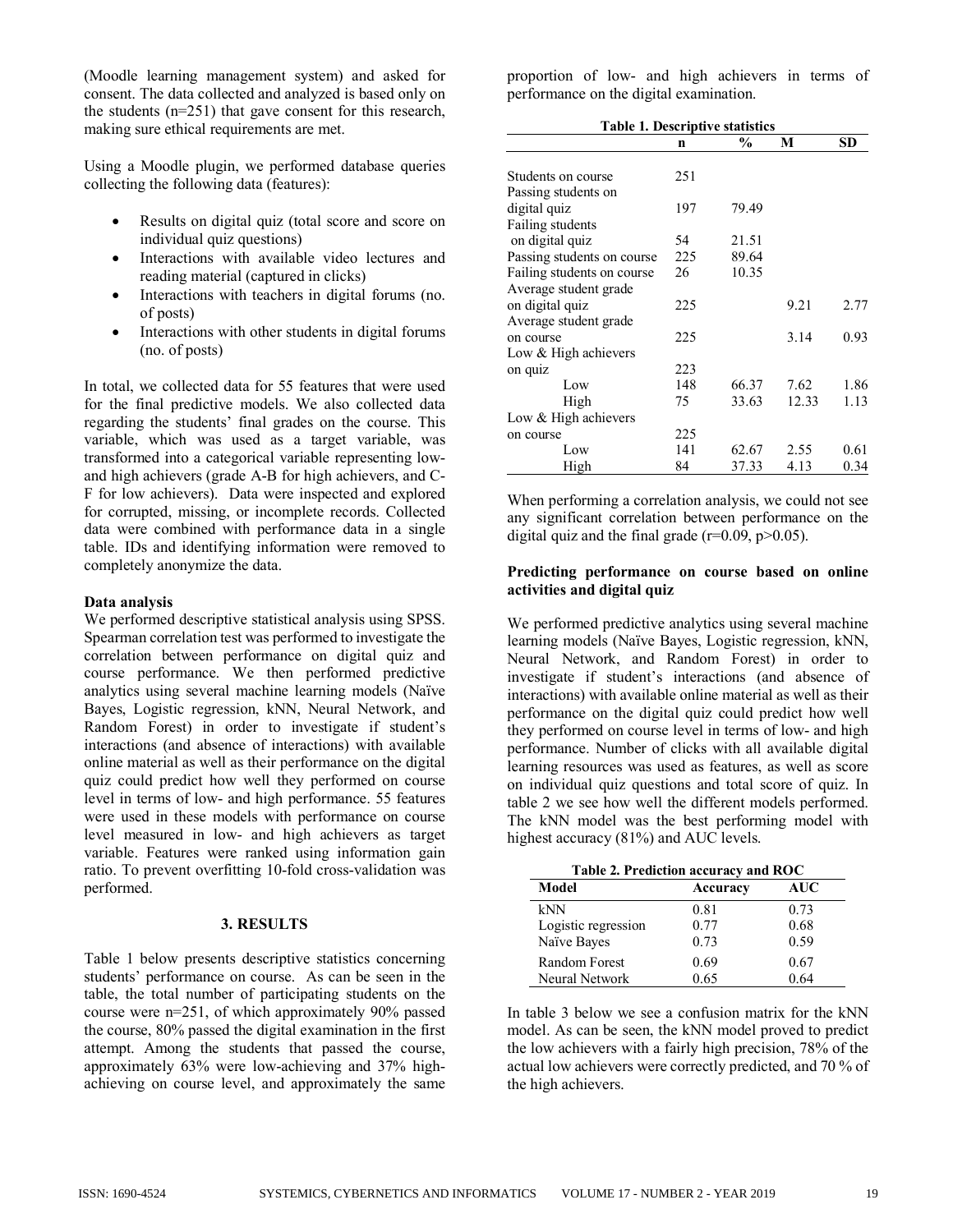(Moodle learning management system) and asked for consent. The data collected and analyzed is based only on the students (n=251) that gave consent for this research, making sure ethical requirements are met.

Using a Moodle plugin, we performed database queries collecting the following data (features):

- Results on digital quiz (total score and score on individual quiz questions)
- Interactions with available video lectures and reading material (captured in clicks)
- Interactions with teachers in digital forums (no. of posts)
- Interactions with other students in digital forums (no. of posts)

In total, we collected data for 55 features that were used for the final predictive models. We also collected data regarding the students' final grades on the course. This variable, which was used as a target variable, was transformed into a categorical variable representing low- and high achievers (grade A-B for high achievers, and C-F for low achievers). Data were inspected and explored for corrupted, missing, or incomplete records. Collected data were combined with performance data in a single table. IDs and identifying information were removed to completely anonymize the data.

**Data analysis**

We performed descriptive statistical analysis using SPSS. Spearman correlation test was performed to investigate the correlation between performance on digital quiz and course performance. We then performed predictive analytics using several machine learning models (Naïve Bayes, Logistic regression, kNN, Neural Network, and Random Forest) in order to investigate if student's interactions (and absence of interactions) with available online material as well as their performance on the digital quiz could predict how well they performed on course level in terms of low- and high performance. 55 features were used in these models with performance on course level measured in low- and high achievers as target variable. Features were ranked using information gain ratio. To prevent overfitting 10-fold cross-validation was performed.

## 3. RESULTS

Table 1 below presents descriptive statistics concerning students' performance on course. As can be seen in the table, the total number of participating students on the course were n=251, of which approximately 90% passed the course, 80% passed the digital examination in the first attempt. Among the students that passed the course, approximately 63% were low-achieving and 37% high-achieving on course level, and approximately the same proportion of low- and high achievers in terms of performance on the digital examination.

**Table 1. Descriptive statistics**

| | n | % | M | SD |
|---|---|---|---|---|
| Students on course | 251 | | | |
| Passing students on digital quiz | 197 | 79.49 | | |
| Failing students on digital quiz | 54 | 21.51 | | |
| Passing students on course | 225 | 89.64 | | |
| Failing students on course | 26 | 10.35 | | |
| Average student grade on digital quiz | 225 | | 9.21 | 2.77 |
| Average student grade on course | 225 | | 3.14 | 0.93 |
| Low & High achievers on quiz | 223 | | | |
| Low | 148 | 66.37 | 7.62 | 1.86 |
| High | 75 | 33.63 | 12.33 | 1.13 |
| Low & High achievers on course | 225 | | | |
| Low | 141 | 62.67 | 2.55 | 0.61 |
| High | 84 | 37.33 | 4.13 | 0.34 |

When performing a correlation analysis, we could not see any significant correlation between performance on the digital quiz and the final grade ($r=0.09$, $p>0.05$).

**Predicting performance on course based on online activities and digital quiz**

We performed predictive analytics using several machine learning models (Naïve Bayes, Logistic regression, kNN, Neural Network, and Random Forest) in order to investigate if student's interactions (and absence of interactions) with available online material as well as their performance on the digital quiz could predict how well they performed on course level in terms of low- and high performance. Number of clicks with all available digital learning resources was used as features, as well as score on individual quiz questions and total score of quiz. In table 2 we see how well the different models performed. The kNN model was the best performing model with highest accuracy (81%) and AUC levels.

**Table 2. Prediction accuracy and ROC**

| Model | Accuracy | AUC |
|---|---|---|
| kNN | 0.81 | 0.73 |
| Logistic regression | 0.77 | 0.68 |
| Naïve Bayes | 0.73 | 0.59 |
| Random Forest | 0.69 | 0.67 |
| Neural Network | 0.65 | 0.64 |

In table 3 below we see a confusion matrix for the kNN model. As can be seen, the kNN model proved to predict the low achievers with a fairly high precision, 78% of the actual low achievers were correctly predicted, and 70 % of the high achievers.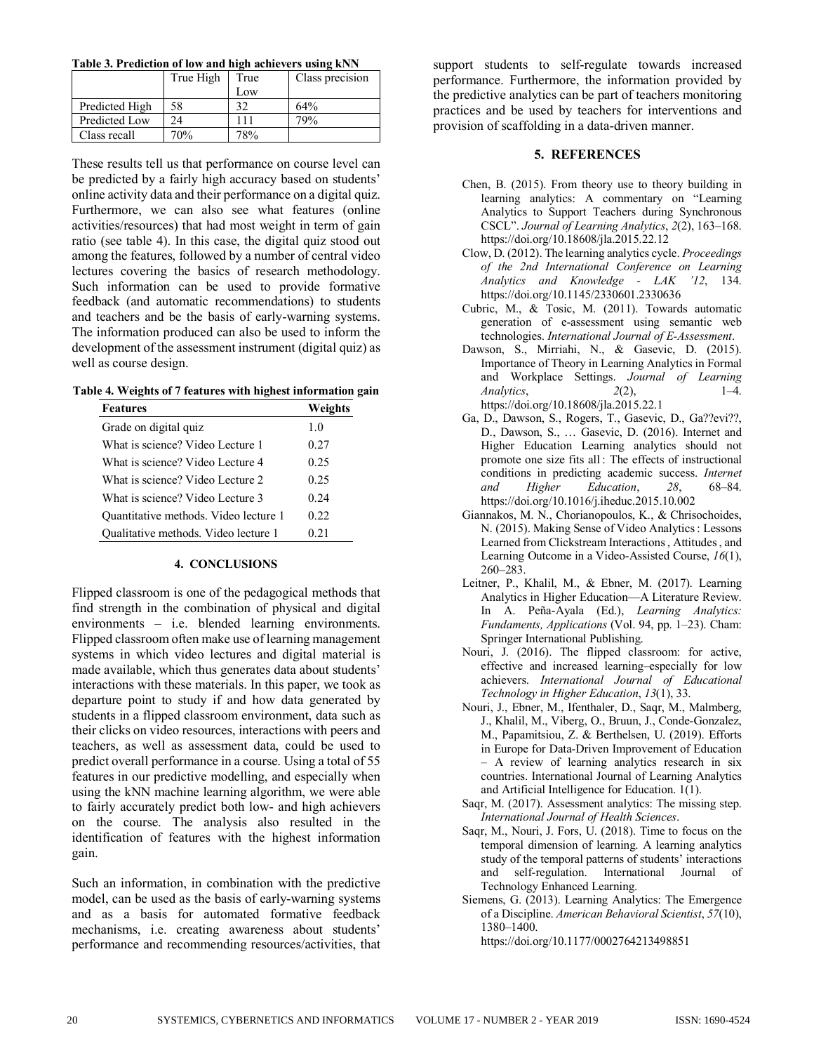**Table 3. Prediction of low and high achievers using kNN**

| | True High | True Low | Class precision |
|---|---|---|---|
| Predicted High | 58 | 32 | 64% |
| Predicted Low | 24 | 111 | 79% |
| Class recall | 70% | 78% | |

These results tell us that performance on course level can be predicted by a fairly high accuracy based on students' online activity data and their performance on a digital quiz. Furthermore, we can also see what features (online activities/resources) that had most weight in term of gain ratio (see table 4). In this case, the digital quiz stood out among the features, followed by a number of central video lectures covering the basics of research methodology. Such information can be used to provide formative feedback (and automatic recommendations) to students and teachers and be the basis of early-warning systems. The information produced can also be used to inform the development of the assessment instrument (digital quiz) as well as course design.

**Table 4. Weights of 7 features with highest information gain**

| Features | Weights |
|---|---|
| Grade on digital quiz | 1.0 |
| What is science? Video Lecture 1 | 0.27 |
| What is science? Video Lecture 4 | 0.25 |
| What is science? Video Lecture 2 | 0.25 |
| What is science? Video Lecture 3 | 0.24 |
| Quantitative methods. Video lecture 1 | 0.22 |
| Qualitative methods. Video lecture 1 | 0.21 |

## 4. CONCLUSIONS

Flipped classroom is one of the pedagogical methods that find strength in the combination of physical and digital environments – i.e. blended learning environments. Flipped classroom often make use of learning management systems in which video lectures and digital material is made available, which thus generates data about students' interactions with these materials. In this paper, we took as departure point to study if and how data generated by students in a flipped classroom environment, data such as their clicks on video resources, interactions with peers and teachers, as well as assessment data, could be used to predict overall performance in a course. Using a total of 55 features in our predictive modelling, and especially when using the kNN machine learning algorithm, we were able to fairly accurately predict both low- and high achievers on the course. The analysis also resulted in the identification of features with the highest information gain.

Such an information, in combination with the predictive model, can be used as the basis of early-warning systems and as a basis for automated formative feedback mechanisms, i.e. creating awareness about students' performance and recommending resources/activities, that support students to self-regulate towards increased performance. Furthermore, the information provided by the predictive analytics can be part of teachers monitoring practices and be used by teachers for interventions and provision of scaffolding in a data-driven manner.

## 5. REFERENCES

Chen, B. (2015). From theory use to theory building in learning analytics: A commentary on "Learning Analytics to Support Teachers during Synchronous CSCL". *Journal of Learning Analytics*, *2*(2), 163–168. https://doi.org/10.18608/jla.2015.22.12

Clow, D. (2012). The learning analytics cycle. *Proceedings of the 2nd International Conference on Learning Analytics and Knowledge - LAK '12*, 134. https://doi.org/10.1145/2330601.2330636

Cubric, M., & Tosic, M. (2011). Towards automatic generation of e-assessment using semantic web technologies. *International Journal of E-Assessment*.

Dawson, S., Mirriahi, N., & Gasevic, D. (2015). Importance of Theory in Learning Analytics in Formal and Workplace Settings. *Journal of Learning Analytics*, *2*(2), 1–4. https://doi.org/10.18608/jla.2015.22.1

Ga, D., Dawson, S., Rogers, T., Gasevic, D., Ga??evi??, D., Dawson, S., … Gasevic, D. (2016). Internet and Higher Education Learning analytics should not promote one size fits all : The effects of instructional conditions in predicting academic success. *Internet and Higher Education*, *28*, 68–84. https://doi.org/10.1016/j.iheduc.2015.10.002

Giannakos, M. N., Chorianopoulos, K., & Chrisochoides, N. (2015). Making Sense of Video Analytics : Lessons Learned from Clickstream Interactions , Attitudes , and Learning Outcome in a Video-Assisted Course, *16*(1), 260–283.

Leitner, P., Khalil, M., & Ebner, M. (2017). Learning Analytics in Higher Education—A Literature Review. In A. Peña-Ayala (Ed.), *Learning Analytics: Fundaments, Applications* (Vol. 94, pp. 1–23). Cham: Springer International Publishing.

Nouri, J. (2016). The flipped classroom: for active, effective and increased learning–especially for low achievers. *International Journal of Educational Technology in Higher Education*, *13*(1), 33.

Nouri, J., Ebner, M., Ifenthaler, D., Saqr, M., Malmberg, J., Khalil, M., Viberg, O., Bruun, J., Conde-Gonzalez, M., Papamitsiou, Z. & Berthelsen, U. (2019). Efforts in Europe for Data-Driven Improvement of Education – A review of learning analytics research in six countries. International Journal of Learning Analytics and Artificial Intelligence for Education. 1(1).

Saqr, M. (2017). Assessment analytics: The missing step. *International Journal of Health Sciences*.

Saqr, M., Nouri, J. Fors, U. (2018). Time to focus on the temporal dimension of learning. A learning analytics study of the temporal patterns of students' interactions and self-regulation. International Journal of Technology Enhanced Learning.

Siemens, G. (2013). Learning Analytics: The Emergence of a Discipline. *American Behavioral Scientist*, *57*(10), 1380–1400. https://doi.org/10.1177/0002764213498851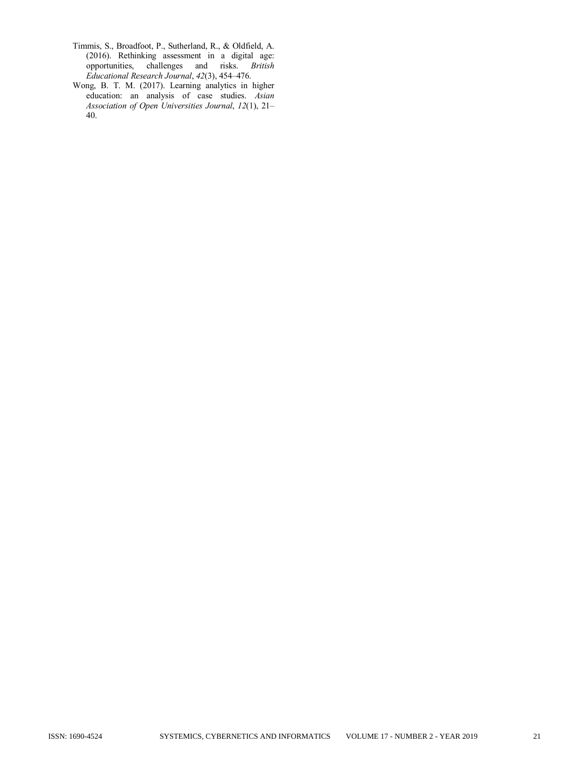Timmis, S., Broadfoot, P., Sutherland, R., & Oldfield, A. (2016). Rethinking assessment in a digital age: opportunities, challenges and risks. *British Educational Research Journal*, *42*(3), 454–476.

Wong, B. T. M. (2017). Learning analytics in higher education: an analysis of case studies. *Asian Association of Open Universities Journal*, *12*(1), 21–40.